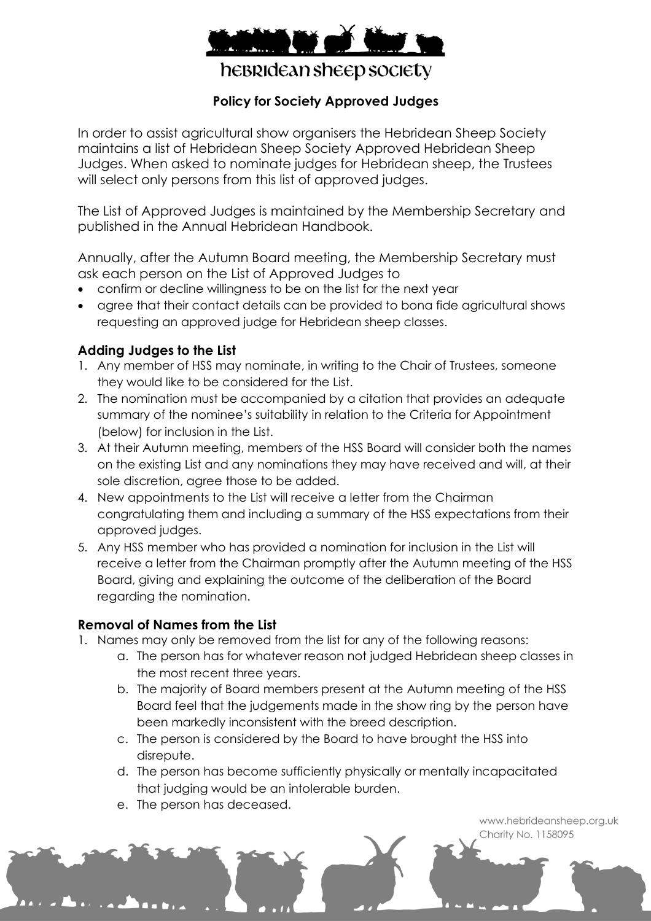# hebridean sheep society

## Policy for Society Approved Judges

In order to assist agricultural show organisers the Hebridean Sheep Society maintains a list of Hebridean Sheep Society Approved Hebridean Sheep Judges. When asked to nominate judges for Hebridean sheep, the Trustees will select only persons from this list of approved judges.

The List of Approved Judges is maintained by the Membership Secretary and published in the Annual Hebridean Handbook.

Annually, after the Autumn Board meeting, the Membership Secretary must ask each person on the List of Approved Judges to

- confirm or decline willingness to be on the list for the next year
- agree that their contact details can be provided to bona fide agricultural shows requesting an approved judge for Hebridean sheep classes.

### Adding Judges to the List

1. Any member of HSS may nominate, in writing to the Chair of Trustees, someone they would like to be considered for the List.
2. The nomination must be accompanied by a citation that provides an adequate summary of the nominee's suitability in relation to the Criteria for Appointment (below) for inclusion in the List.
3. At their Autumn meeting, members of the HSS Board will consider both the names on the existing List and any nominations they may have received and will, at their sole discretion, agree those to be added.
4. New appointments to the List will receive a letter from the Chairman congratulating them and including a summary of the HSS expectations from their approved judges.
5. Any HSS member who has provided a nomination for inclusion in the List will receive a letter from the Chairman promptly after the Autumn meeting of the HSS Board, giving and explaining the outcome of the deliberation of the Board regarding the nomination.

### Removal of Names from the List

1. Names may only be removed from the list for any of the following reasons:
   a. The person has for whatever reason not judged Hebridean sheep classes in the most recent three years.
   b. The majority of Board members present at the Autumn meeting of the HSS Board feel that the judgements made in the show ring by the person have been markedly inconsistent with the breed description.
   c. The person is considered by the Board to have brought the HSS into disrepute.
   d. The person has become sufficiently physically or mentally incapacitated that judging would be an intolerable burden.
   e. The person has deceased.

www.hebrideansheep.org.uk
Charity No. 1158095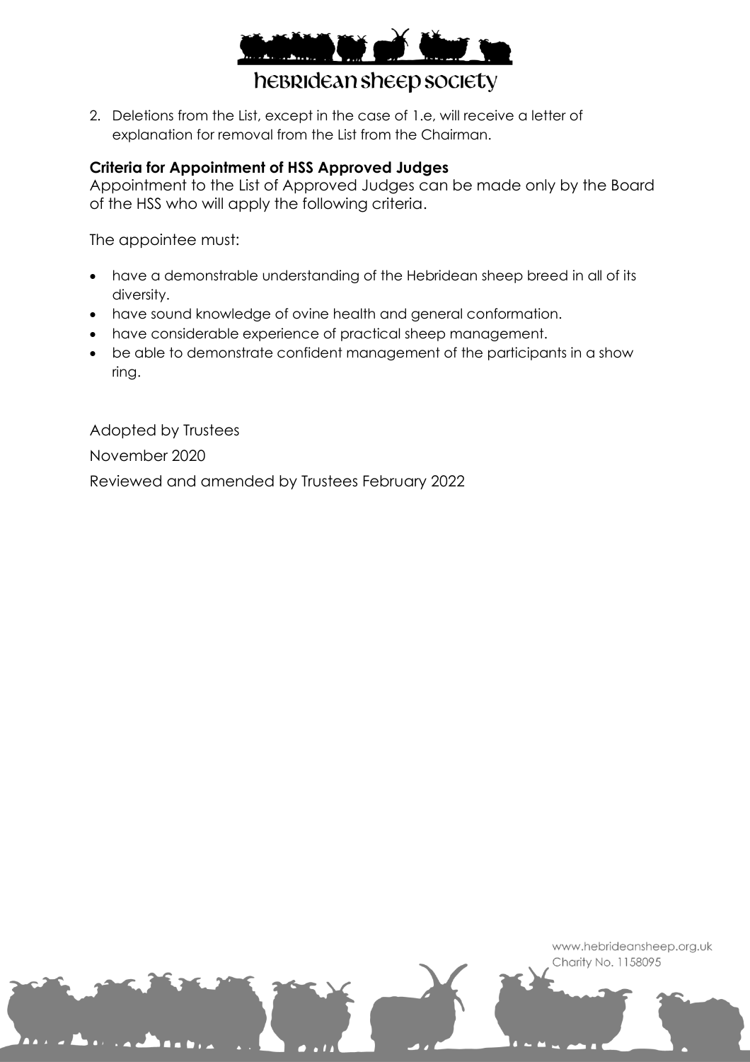2. Deletions from the List, except in the case of 1.e, will receive a letter of explanation for removal from the List from the Chairman.

**Criteria for Appointment of HSS Approved Judges**

Appointment to the List of Approved Judges can be made only by the Board of the HSS who will apply the following criteria.

The appointee must:

- have a demonstrable understanding of the Hebridean sheep breed in all of its diversity.
- have sound knowledge of ovine health and general conformation.
- have considerable experience of practical sheep management.
- be able to demonstrate confident management of the participants in a show ring.

Adopted by Trustees

November 2020

Reviewed and amended by Trustees February 2022